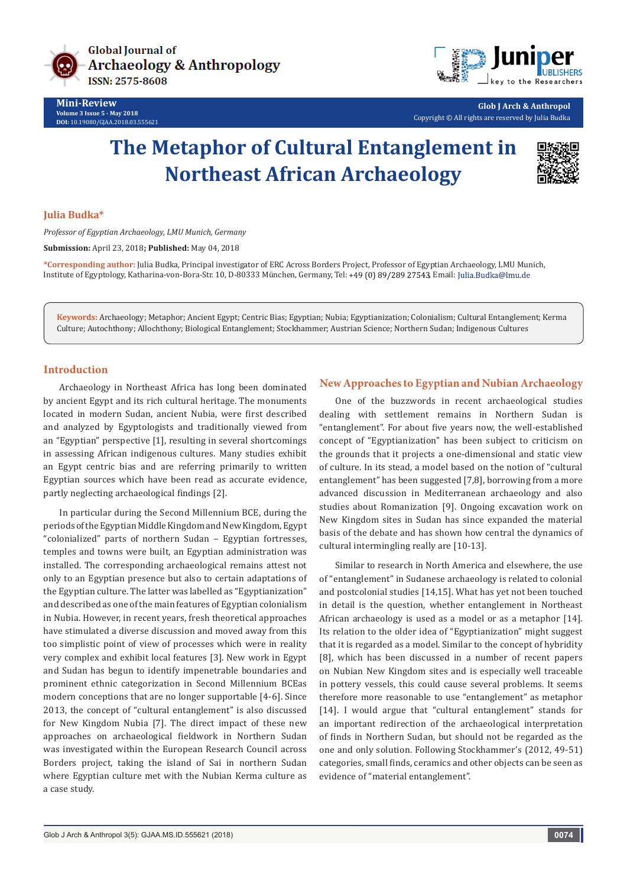Global Journal of Archaeology & Anthropology
ISSN: 2575-8608

**Mini-Review**
Volume 3 Issue 5 - May 2018
DOI: 10.19080/GJAA.2018.03.555621

Glob J Arch & Anthropol
Copyright © All rights are reserved by Julia Budka

# The Metaphor of Cultural Entanglement in Northeast African Archaeology

**Julia Budka***

*Professor of Egyptian Archaeology, LMU Munich, Germany*

**Submission:** April 23, 2018**; Published:** May 04, 2018

***Corresponding author:** Julia Budka, Principal investigator of ERC Across Borders Project, Professor of Egyptian Archaeology, LMU Munich, Institute of Egyptology, Katharina-von-Bora-Str. 10, D-80333 München, Germany, Tel: +49 (0) 89/289 27543, Email: Julia.Budka@lmu.de

**Keywords:** Archaeology; Metaphor; Ancient Egypt; Centric Bias; Egyptian; Nubia; Egyptianization; Colonialism; Cultural Entanglement; Kerma Culture; Autochthony; Allochthony; Biological Entanglement; Stockhammer; Austrian Science; Northern Sudan; Indigenous Cultures

## Introduction

Archaeology in Northeast Africa has long been dominated by ancient Egypt and its rich cultural heritage. The monuments located in modern Sudan, ancient Nubia, were first described and analyzed by Egyptologists and traditionally viewed from an "Egyptian" perspective [1], resulting in several shortcomings in assessing African indigenous cultures. Many studies exhibit an Egypt centric bias and are referring primarily to written Egyptian sources which have been read as accurate evidence, partly neglecting archaeological findings [2].

In particular during the Second Millennium BCE, during the periods of the Egyptian Middle Kingdom and New Kingdom, Egypt "colonialized" parts of northern Sudan – Egyptian fortresses, temples and towns were built, an Egyptian administration was installed. The corresponding archaeological remains attest not only to an Egyptian presence but also to certain adaptations of the Egyptian culture. The latter was labelled as "Egyptianization" and described as one of the main features of Egyptian colonialism in Nubia. However, in recent years, fresh theoretical approaches have stimulated a diverse discussion and moved away from this too simplistic point of view of processes which were in reality very complex and exhibit local features [3]. New work in Egypt and Sudan has begun to identify impenetrable boundaries and prominent ethnic categorization in Second Millennium BCEas modern conceptions that are no longer supportable [4-6]. Since 2013, the concept of "cultural entanglement" is also discussed for New Kingdom Nubia [7]. The direct impact of these new approaches on archaeological fieldwork in Northern Sudan was investigated within the European Research Council across Borders project, taking the island of Sai in northern Sudan where Egyptian culture met with the Nubian Kerma culture as a case study.

## New Approaches to Egyptian and Nubian Archaeology

One of the buzzwords in recent archaeological studies dealing with settlement remains in Northern Sudan is "entanglement". For about five years now, the well-established concept of "Egyptianization" has been subject to criticism on the grounds that it projects a one-dimensional and static view of culture. In its stead, a model based on the notion of "cultural entanglement" has been suggested [7,8], borrowing from a more advanced discussion in Mediterranean archaeology and also studies about Romanization [9]. Ongoing excavation work on New Kingdom sites in Sudan has since expanded the material basis of the debate and has shown how central the dynamics of cultural intermingling really are [10-13].

Similar to research in North America and elsewhere, the use of "entanglement" in Sudanese archaeology is related to colonial and postcolonial studies [14,15]. What has yet not been touched in detail is the question, whether entanglement in Northeast African archaeology is used as a model or as a metaphor [14]. Its relation to the older idea of "Egyptianization" might suggest that it is regarded as a model. Similar to the concept of hybridity [8], which has been discussed in a number of recent papers on Nubian New Kingdom sites and is especially well traceable in pottery vessels, this could cause several problems. It seems therefore more reasonable to use "entanglement" as metaphor [14]. I would argue that "cultural entanglement" stands for an important redirection of the archaeological interpretation of finds in Northern Sudan, but should not be regarded as the one and only solution. Following Stockhammer's (2012, 49-51) categories, small finds, ceramics and other objects can be seen as evidence of "material entanglement".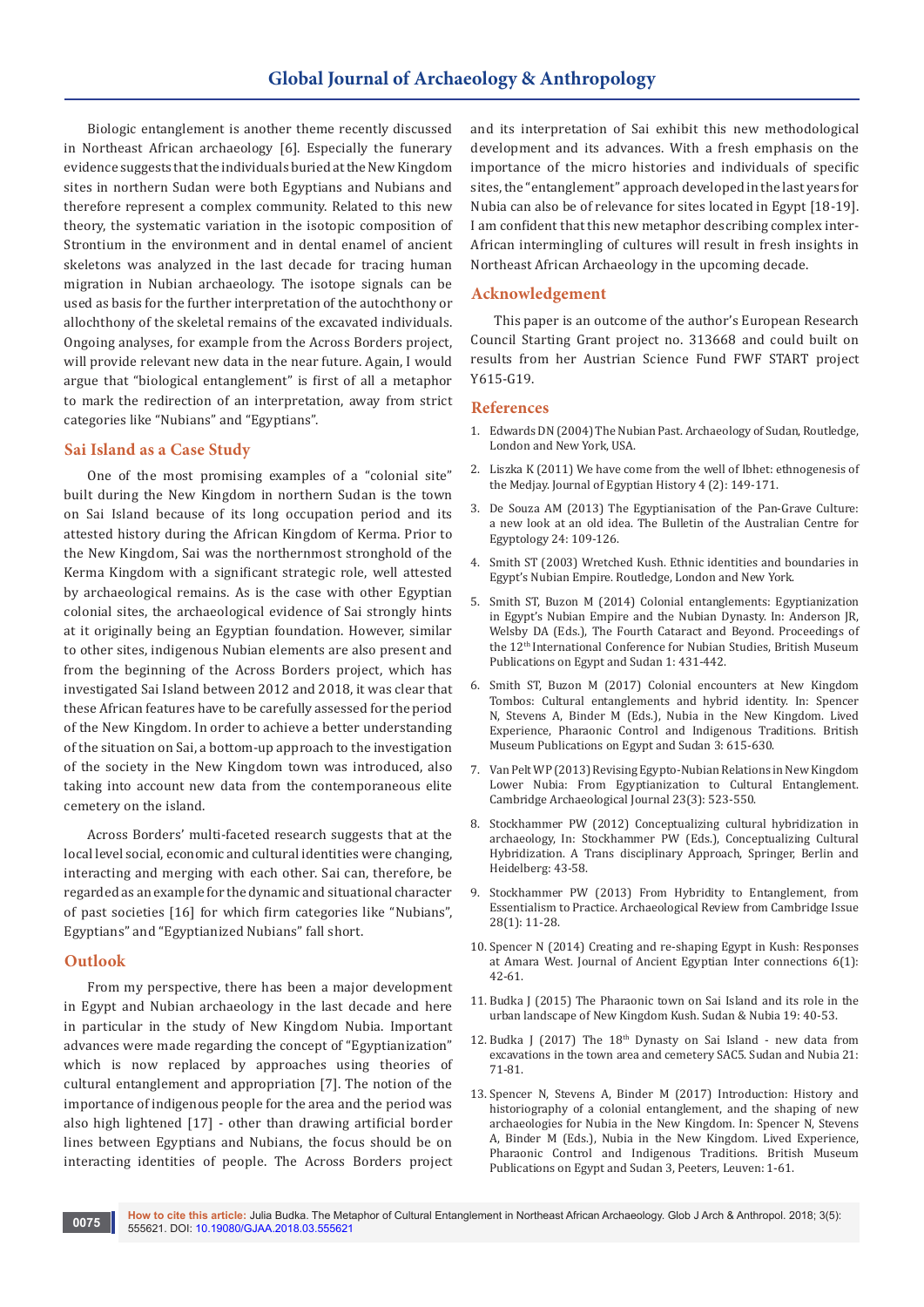Biologic entanglement is another theme recently discussed in Northeast African archaeology [6]. Especially the funerary evidence suggests that the individuals buried at the New Kingdom sites in northern Sudan were both Egyptians and Nubians and therefore represent a complex community. Related to this new theory, the systematic variation in the isotopic composition of Strontium in the environment and in dental enamel of ancient skeletons was analyzed in the last decade for tracing human migration in Nubian archaeology. The isotope signals can be used as basis for the further interpretation of the autochthony or allochthony of the skeletal remains of the excavated individuals. Ongoing analyses, for example from the Across Borders project, will provide relevant new data in the near future. Again, I would argue that "biological entanglement" is first of all a metaphor to mark the redirection of an interpretation, away from strict categories like "Nubians" and "Egyptians".

## Sai Island as a Case Study

One of the most promising examples of a "colonial site" built during the New Kingdom in northern Sudan is the town on Sai Island because of its long occupation period and its attested history during the African Kingdom of Kerma. Prior to the New Kingdom, Sai was the northernmost stronghold of the Kerma Kingdom with a significant strategic role, well attested by archaeological remains. As is the case with other Egyptian colonial sites, the archaeological evidence of Sai strongly hints at it originally being an Egyptian foundation. However, similar to other sites, indigenous Nubian elements are also present and from the beginning of the Across Borders project, which has investigated Sai Island between 2012 and 2018, it was clear that these African features have to be carefully assessed for the period of the New Kingdom. In order to achieve a better understanding of the situation on Sai, a bottom-up approach to the investigation of the society in the New Kingdom town was introduced, also taking into account new data from the contemporaneous elite cemetery on the island.

Across Borders' multi-faceted research suggests that at the local level social, economic and cultural identities were changing, interacting and merging with each other. Sai can, therefore, be regarded as an example for the dynamic and situational character of past societies [16] for which firm categories like "Nubians", Egyptians" and "Egyptianized Nubians" fall short.

## Outlook

From my perspective, there has been a major development in Egypt and Nubian archaeology in the last decade and here in particular in the study of New Kingdom Nubia. Important advances were made regarding the concept of "Egyptianization" which is now replaced by approaches using theories of cultural entanglement and appropriation [7]. The notion of the importance of indigenous people for the area and the period was also high lightened [17] - other than drawing artificial border lines between Egyptians and Nubians, the focus should be on interacting identities of people. The Across Borders project and its interpretation of Sai exhibit this new methodological development and its advances. With a fresh emphasis on the importance of the micro histories and individuals of specific sites, the "entanglement" approach developed in the last years for Nubia can also be of relevance for sites located in Egypt [18-19]. I am confident that this new metaphor describing complex inter-African intermingling of cultures will result in fresh insights in Northeast African Archaeology in the upcoming decade.

## Acknowledgement

This paper is an outcome of the author's European Research Council Starting Grant project no. 313668 and could built on results from her Austrian Science Fund FWF START project Y615-G19.

## References

1. Edwards DN (2004) The Nubian Past. Archaeology of Sudan, Routledge, London and New York, USA.
2. Liszka K (2011) We have come from the well of Ibhet: ethnogenesis of the Medjay. Journal of Egyptian History 4 (2): 149-171.
3. De Souza AM (2013) The Egyptianisation of the Pan-Grave Culture: a new look at an old idea. The Bulletin of the Australian Centre for Egyptology 24: 109-126.
4. Smith ST (2003) Wretched Kush. Ethnic identities and boundaries in Egypt's Nubian Empire. Routledge, London and New York.
5. Smith ST, Buzon M (2014) Colonial entanglements: Egyptianization in Egypt's Nubian Empire and the Nubian Dynasty. In: Anderson JR, Welsby DA (Eds.), The Fourth Cataract and Beyond. Proceedings of the 12th International Conference for Nubian Studies, British Museum Publications on Egypt and Sudan 1: 431-442.
6. Smith ST, Buzon M (2017) Colonial encounters at New Kingdom Tombos: Cultural entanglements and hybrid identity. In: Spencer N, Stevens A, Binder M (Eds.), Nubia in the New Kingdom. Lived Experience, Pharaonic Control and Indigenous Traditions. British Museum Publications on Egypt and Sudan 3: 615-630.
7. Van Pelt WP (2013) Revising Egypto-Nubian Relations in New Kingdom Lower Nubia: From Egyptianization to Cultural Entanglement. Cambridge Archaeological Journal 23(3): 523-550.
8. Stockhammer PW (2012) Conceptualizing cultural hybridization in archaeology, In: Stockhammer PW (Eds.), Conceptualizing Cultural Hybridization. A Trans disciplinary Approach, Springer, Berlin and Heidelberg: 43-58.
9. Stockhammer PW (2013) From Hybridity to Entanglement, from Essentialism to Practice. Archaeological Review from Cambridge Issue 28(1): 11-28.
10. Spencer N (2014) Creating and re-shaping Egypt in Kush: Responses at Amara West. Journal of Ancient Egyptian Inter connections 6(1): 42-61.
11. Budka J (2015) The Pharaonic town on Sai Island and its role in the urban landscape of New Kingdom Kush. Sudan & Nubia 19: 40-53.
12. Budka J (2017) The 18th Dynasty on Sai Island - new data from excavations in the town area and cemetery SAC5. Sudan and Nubia 21: 71-81.
13. Spencer N, Stevens A, Binder M (2017) Introduction: History and historiography of a colonial entanglement, and the shaping of new archaeologies for Nubia in the New Kingdom. In: Spencer N, Stevens A, Binder M (Eds.), Nubia in the New Kingdom. Lived Experience, Pharaonic Control and Indigenous Traditions. British Museum Publications on Egypt and Sudan 3, Peeters, Leuven: 1-61.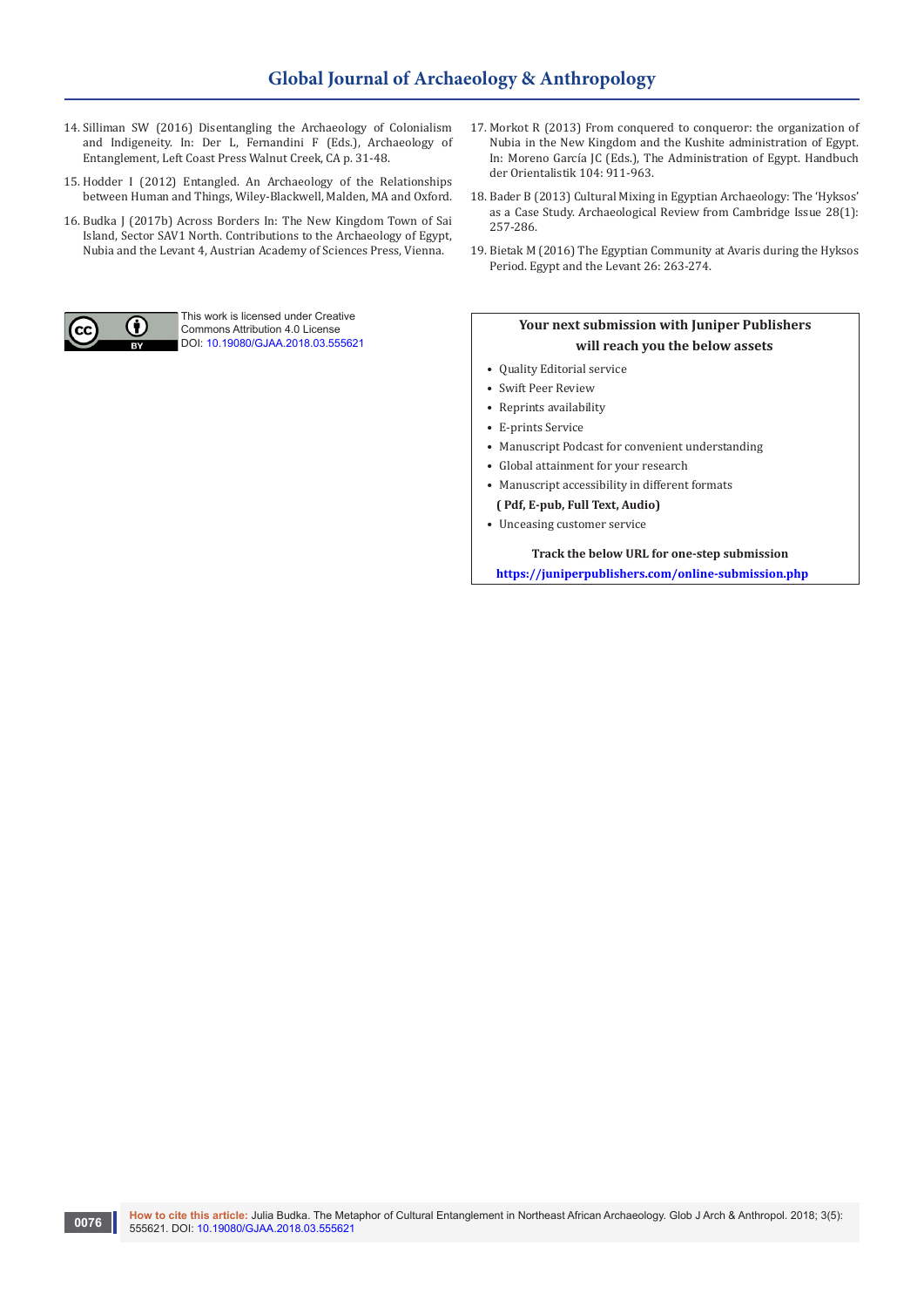14. Silliman SW (2016) Disentangling the Archaeology of Colonialism and Indigeneity. In: Der L, Fernandini F (Eds.), Archaeology of Entanglement, Left Coast Press Walnut Creek, CA p. 31-48.
15. Hodder I (2012) Entangled. An Archaeology of the Relationships between Human and Things, Wiley-Blackwell, Malden, MA and Oxford.
16. Budka J (2017b) Across Borders In: The New Kingdom Town of Sai Island, Sector SAV1 North. Contributions to the Archaeology of Egypt, Nubia and the Levant 4, Austrian Academy of Sciences Press, Vienna.
17. Morkot R (2013) From conquered to conqueror: the organization of Nubia in the New Kingdom and the Kushite administration of Egypt. In: Moreno García JC (Eds.), The Administration of Egypt. Handbuch der Orientalistik 104: 911-963.
18. Bader B (2013) Cultural Mixing in Egyptian Archaeology: The 'Hyksos' as a Case Study. Archaeological Review from Cambridge Issue 28(1): 257-286.
19. Bietak M (2016) The Egyptian Community at Avaris during the Hyksos Period. Egypt and the Levant 26: 263-274.

This work is licensed under Creative Commons Attribution 4.0 License
DOI: 10.19080/GJAA.2018.03.555621

**Your next submission with Juniper Publishers will reach you the below assets**

- Quality Editorial service
- Swift Peer Review
- Reprints availability
- E-prints Service
- Manuscript Podcast for convenient understanding
- Global attainment for your research
- Manuscript accessibility in different formats

**( Pdf, E-pub, Full Text, Audio)**

- Unceasing customer service

**Track the below URL for one-step submission**

**https://juniperpublishers.com/online-submission.php**

**How to cite this article:** Julia Budka. The Metaphor of Cultural Entanglement in Northeast African Archaeology. Glob J Arch & Anthropol. 2018; 3(5): 555621. DOI: 10.19080/GJAA.2018.03.555621